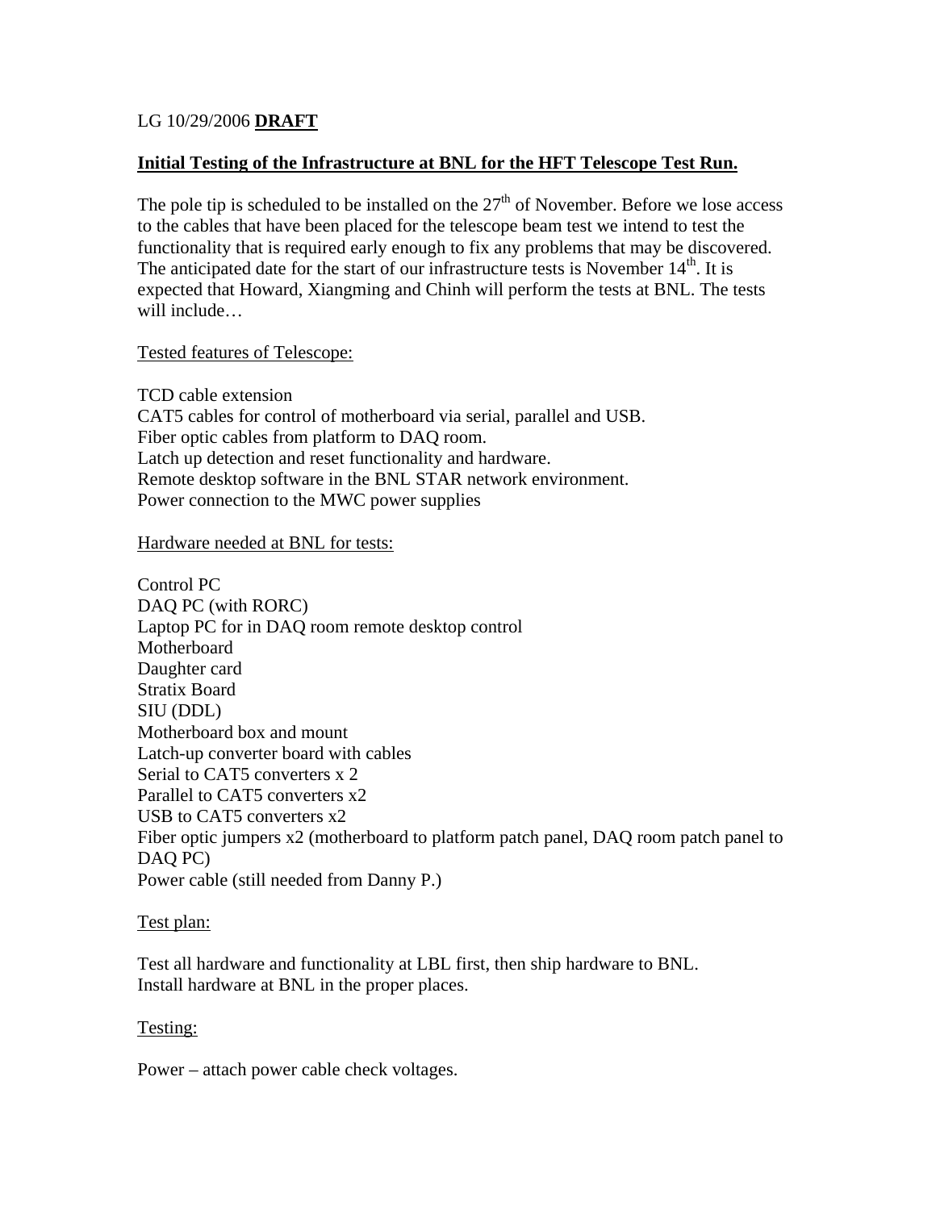LG 10/29/2006 **DRAFT**

## Initial Testing of the Infrastructure at BNL for the HFT Telescope Test Run.

The pole tip is scheduled to be installed on the 27$^{th}$ of November. Before we lose access to the cables that have been placed for the telescope beam test we intend to test the functionality that is required early enough to fix any problems that may be discovered. The anticipated date for the start of our infrastructure tests is November 14$^{th}$. It is expected that Howard, Xiangming and Chinh will perform the tests at BNL. The tests will include…

### Tested features of Telescope:

TCD cable extension
CAT5 cables for control of motherboard via serial, parallel and USB.
Fiber optic cables from platform to DAQ room.
Latch up detection and reset functionality and hardware.
Remote desktop software in the BNL STAR network environment.
Power connection to the MWC power supplies

### Hardware needed at BNL for tests:

Control PC
DAQ PC (with RORC)
Laptop PC for in DAQ room remote desktop control
Motherboard
Daughter card
Stratix Board
SIU (DDL)
Motherboard box and mount
Latch-up converter board with cables
Serial to CAT5 converters x 2
Parallel to CAT5 converters x2
USB to CAT5 converters x2
Fiber optic jumpers x2 (motherboard to platform patch panel, DAQ room patch panel to DAQ PC)
Power cable (still needed from Danny P.)

### Test plan:

Test all hardware and functionality at LBL first, then ship hardware to BNL.
Install hardware at BNL in the proper places.

### Testing:

Power – attach power cable check voltages.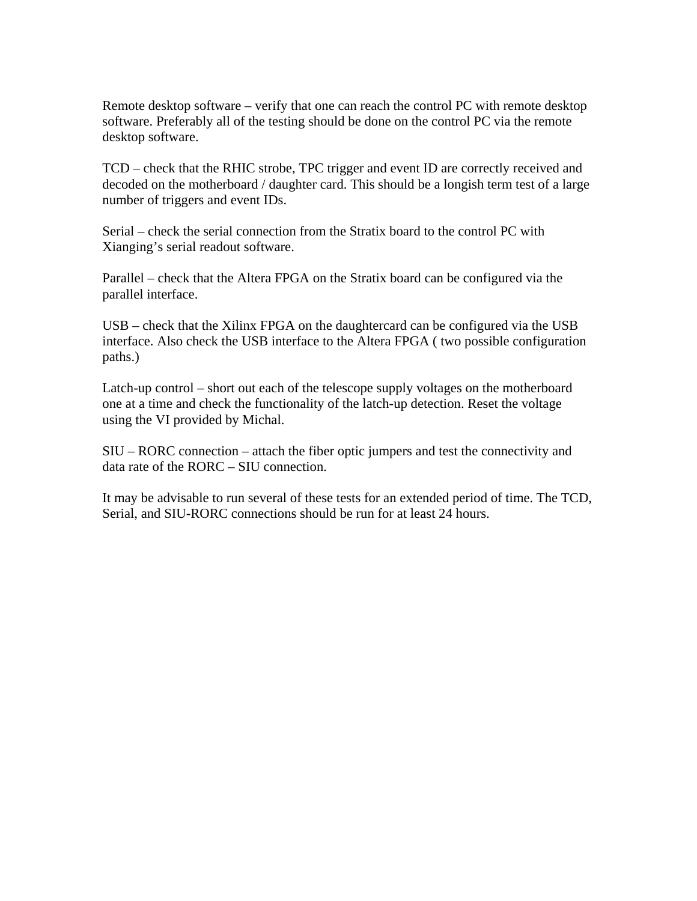Remote desktop software – verify that one can reach the control PC with remote desktop software. Preferably all of the testing should be done on the control PC via the remote desktop software.

TCD – check that the RHIC strobe, TPC trigger and event ID are correctly received and decoded on the motherboard / daughter card. This should be a longish term test of a large number of triggers and event IDs.

Serial – check the serial connection from the Stratix board to the control PC with Xianging's serial readout software.

Parallel – check that the Altera FPGA on the Stratix board can be configured via the parallel interface.

USB – check that the Xilinx FPGA on the daughtercard can be configured via the USB interface. Also check the USB interface to the Altera FPGA ( two possible configuration paths.)

Latch-up control – short out each of the telescope supply voltages on the motherboard one at a time and check the functionality of the latch-up detection. Reset the voltage using the VI provided by Michal.

SIU – RORC connection – attach the fiber optic jumpers and test the connectivity and data rate of the RORC – SIU connection.

It may be advisable to run several of these tests for an extended period of time. The TCD, Serial, and SIU-RORC connections should be run for at least 24 hours.